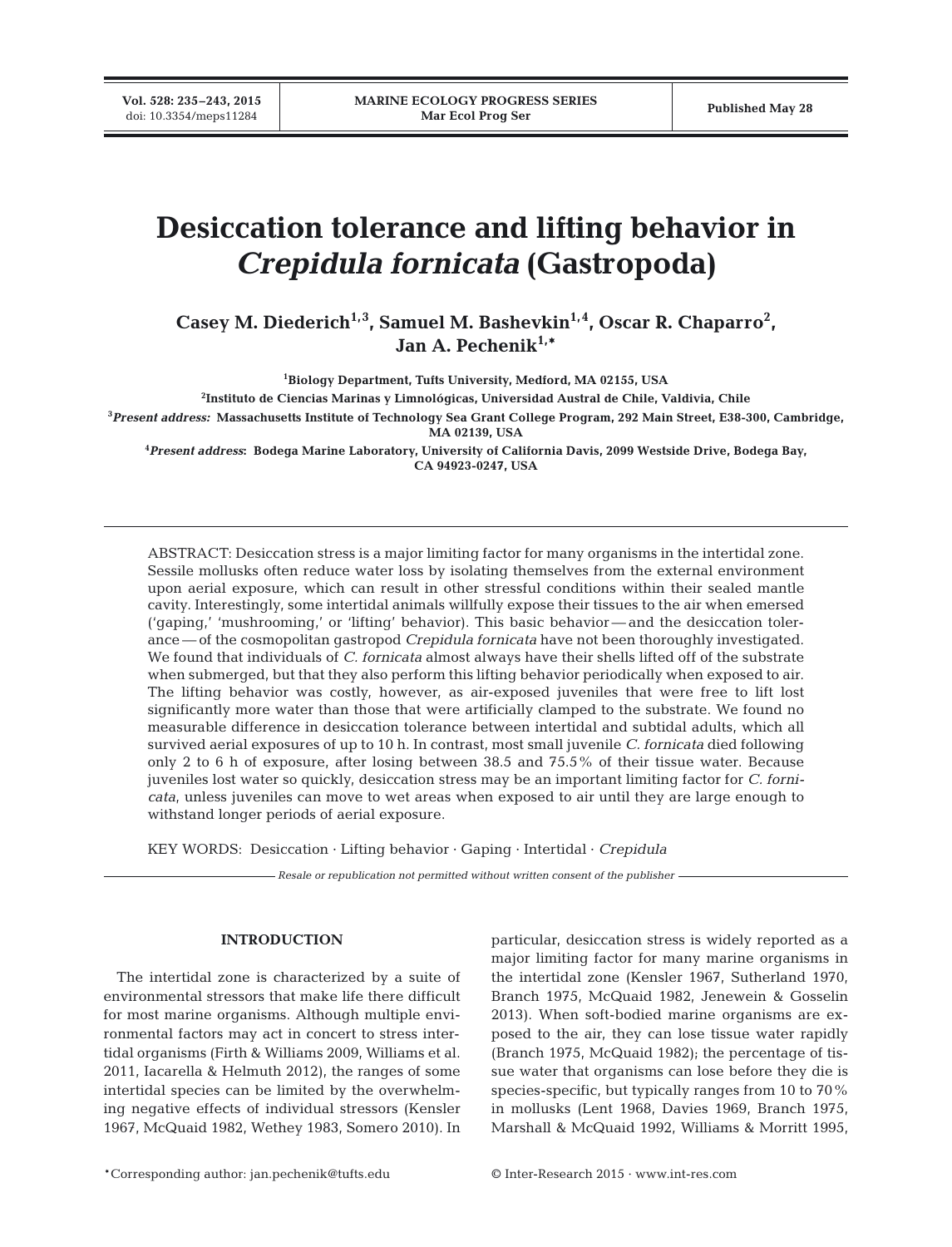# Desiccation tolerance and lifting behavior in *Crepidula fornicata* (Gastropoda)

**Casey M. Diederich[1,3], Samuel M. Bashevkin[1,4], Oscar R. Chaparro[2], Jan A. Pechenik[1,*]**

[1]Biology Department, Tufts University, Medford, MA 02155, USA

[2]Instituto de Ciencias Marinas y Limnológicas, Universidad Austral de Chile, Valdivia, Chile

[3]*Present address:* Massachusetts Institute of Technology Sea Grant College Program, 292 Main Street, E38-300, Cambridge, MA 02139, USA

[4]*Present address:* Bodega Marine Laboratory, University of California Davis, 2099 Westside Drive, Bodega Bay, CA 94923-0247, USA

ABSTRACT: Desiccation stress is a major limiting factor for many organisms in the intertidal zone. Sessile mollusks often reduce water loss by isolating themselves from the external environment upon aerial exposure, which can result in other stressful conditions within their sealed mantle cavity. Interestingly, some intertidal animals willfully expose their tissues to the air when emersed ('gaping,' 'mushrooming,' or 'lifting' behavior). This basic behavior — and the desiccation tolerance — of the cosmopolitan gastropod *Crepidula fornicata* have not been thoroughly investigated. We found that individuals of *C. fornicata* almost always have their shells lifted off of the substrate when submerged, but that they also perform this lifting behavior periodically when exposed to air. The lifting behavior was costly, however, as air-exposed juveniles that were free to lift lost significantly more water than those that were artificially clamped to the substrate. We found no measurable difference in desiccation tolerance between intertidal and subtidal adults, which all survived aerial exposures of up to 10 h. In contrast, most small juvenile *C. fornicata* died following only 2 to 6 h of exposure, after losing between 38.5 and 75.5% of their tissue water. Because juveniles lost water so quickly, desiccation stress may be an important limiting factor for *C. fornicata*, unless juveniles can move to wet areas when exposed to air until they are large enough to withstand longer periods of aerial exposure.

KEY WORDS: Desiccation · Lifting behavior · Gaping · Intertidal · *Crepidula*

*Resale or republication not permitted without written consent of the publisher*

## INTRODUCTION

The intertidal zone is characterized by a suite of environmental stressors that make life there difficult for most marine organisms. Although multiple environmental factors may act in concert to stress intertidal organisms (Firth & Williams 2009, Williams et al. 2011, Iacarella & Helmuth 2012), the ranges of some intertidal species can be limited by the overwhelming negative effects of individual stressors (Kensler 1967, McQuaid 1982, Wethey 1983, Somero 2010). In particular, desiccation stress is widely reported as a major limiting factor for many organisms in the intertidal zone (Kensler 1967, Sutherland 1970, Branch 1975, McQuaid 1982, Jenewein & Gosselin 2013). When soft-bodied marine organisms are exposed to the air, they can lose tissue water rapidly (Branch 1975, McQuaid 1982); the percentage of tissue water that organisms can lose before they die is species-specific, but typically ranges from 10 to 70% in mollusks (Lent 1968, Davies 1969, Branch 1975, Marshall & McQuaid 1992, Williams & Morritt 1995,

*Corresponding author: jan.pechenik@tufts.edu

© Inter-Research 2015 · www.int-res.com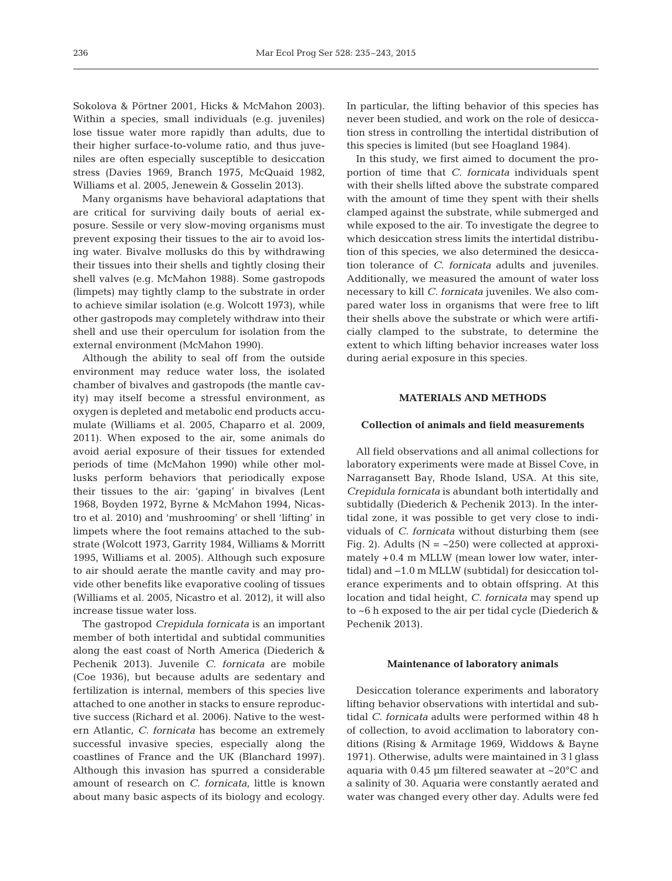Sokolova & Pörtner 2001, Hicks & McMahon 2003). Within a species, small individuals (e.g. juveniles) lose tissue water more rapidly than adults, due to their higher surface-to-volume ratio, and thus juveniles are often especially susceptible to desiccation stress (Davies 1969, Branch 1975, McQuaid 1982, Williams et al. 2005, Jenewein & Gosselin 2013).

Many organisms have behavioral adaptations that are critical for surviving daily bouts of aerial exposure. Sessile or very slow-moving organisms must prevent exposing their tissues to the air to avoid losing water. Bivalve mollusks do this by withdrawing their tissues into their shells and tightly closing their shell valves (e.g. McMahon 1988). Some gastropods (limpets) may tightly clamp to the substrate in order to achieve similar isolation (e.g. Wolcott 1973), while other gastropods may completely withdraw into their shell and use their operculum for isolation from the external environment (McMahon 1990).

Although the ability to seal off from the outside environment may reduce water loss, the isolated chamber of bivalves and gastropods (the mantle cavity) may itself become a stressful environment, as oxygen is depleted and metabolic end products accumulate (Williams et al. 2005, Chaparro et al. 2009, 2011). When exposed to the air, some animals do avoid aerial exposure of their tissues for extended periods of time (McMahon 1990) while other mollusks perform behaviors that periodically expose their tissues to the air: 'gaping' in bivalves (Lent 1968, Boyden 1972, Byrne & McMahon 1994, Nicastro et al. 2010) and 'mushrooming' or shell 'lifting' in limpets where the foot remains attached to the substrate (Wolcott 1973, Garrity 1984, Williams & Morritt 1995, Williams et al. 2005). Although such exposure to air should aerate the mantle cavity and may provide other benefits like evaporative cooling of tissues (Williams et al. 2005, Nicastro et al. 2012), it will also increase tissue water loss.

The gastropod *Crepidula fornicata* is an important member of both intertidal and subtidal communities along the east coast of North America (Diederich & Pechenik 2013). Juvenile *C. fornicata* are mobile (Coe 1936), but because adults are sedentary and fertilization is internal, members of this species live attached to one another in stacks to ensure reproductive success (Richard et al. 2006). Native to the western Atlantic, *C. fornicata* has become an extremely successful invasive species, especially along the coastlines of France and the UK (Blanchard 1997). Although this invasion has spurred a considerable amount of research on *C. fornicata*, little is known about many basic aspects of its biology and ecology. In particular, the lifting behavior of this species has never been studied, and work on the role of desiccation stress in controlling the intertidal distribution of this species is limited (but see Hoagland 1984).

In this study, we first aimed to document the proportion of time that *C. fornicata* individuals spent with their shells lifted above the substrate compared with the amount of time they spent with their shells clamped against the substrate, while submerged and while exposed to the air. To investigate the degree to which desiccation stress limits the intertidal distribution of this species, we also determined the desiccation tolerance of *C. fornicata* adults and juveniles. Additionally, we measured the amount of water loss necessary to kill *C. fornicata* juveniles. We also compared water loss in organisms that were free to lift their shells above the substrate or which were artificially clamped to the substrate, to determine the extent to which lifting behavior increases water loss during aerial exposure in this species.

## MATERIALS AND METHODS

### Collection of animals and field measurements

All field observations and all animal collections for laboratory experiments were made at Bissel Cove, in Narragansett Bay, Rhode Island, USA. At this site, *Crepidula fornicata* is abundant both intertidally and subtidally (Diederich & Pechenik 2013). In the intertidal zone, it was possible to get very close to individuals of *C. fornicata* without disturbing them (see Fig. 2). Adults (N = ~250) were collected at approximately +0.4 m MLLW (mean lower low water, intertidal) and −1.0 m MLLW (subtidal) for desiccation tolerance experiments and to obtain offspring. At this location and tidal height, *C. fornicata* may spend up to ~6 h exposed to the air per tidal cycle (Diederich & Pechenik 2013).

### Maintenance of laboratory animals

Desiccation tolerance experiments and laboratory lifting behavior observations with intertidal and subtidal *C. fornicata* adults were performed within 48 h of collection, to avoid acclimation to laboratory conditions (Rising & Armitage 1969, Widdows & Bayne 1971). Otherwise, adults were maintained in 3 l glass aquaria with 0.45 µm filtered seawater at ~20°C and a salinity of 30. Aquaria were constantly aerated and water was changed every other day. Adults were fed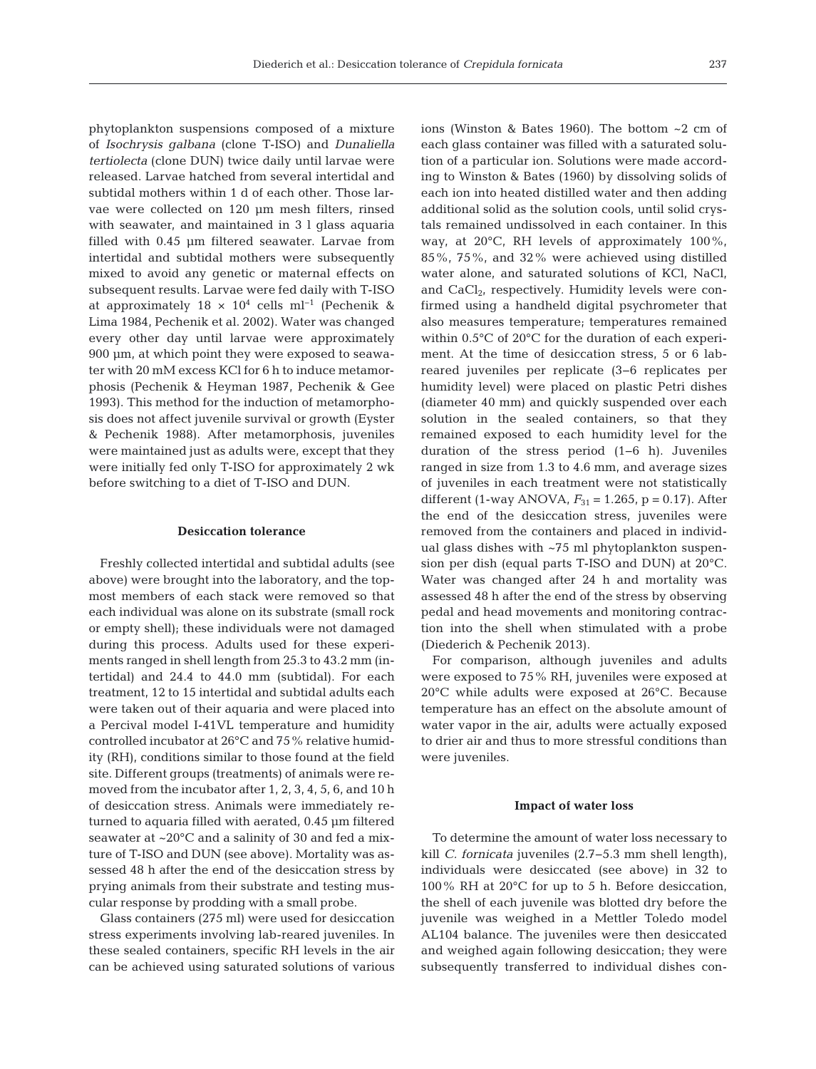phytoplankton suspensions composed of a mixture of *Isochrysis galbana* (clone T-ISO) and *Dunaliella tertiolecta* (clone DUN) twice daily until larvae were released. Larvae hatched from several intertidal and subtidal mothers within 1 d of each other. Those larvae were collected on 120 µm mesh filters, rinsed with seawater, and maintained in 3 l glass aquaria filled with 0.45 µm filtered seawater. Larvae from intertidal and subtidal mothers were subsequently mixed to avoid any genetic or maternal effects on subsequent results. Larvae were fed daily with T-ISO at approximately $18 \times 10^4$ cells $ml^{-1}$ (Pechenik & Lima 1984, Pechenik et al. 2002). Water was changed every other day until larvae were approximately 900 µm, at which point they were exposed to seawater with 20 mM excess KCl for 6 h to induce metamorphosis (Pechenik & Heyman 1987, Pechenik & Gee 1993). This method for the induction of metamorphosis does not affect juvenile survival or growth (Eyster & Pechenik 1988). After metamorphosis, juveniles were maintained just as adults were, except that they were initially fed only T-ISO for approximately 2 wk before switching to a diet of T-ISO and DUN.

### Desiccation tolerance

Freshly collected intertidal and subtidal adults (see above) were brought into the laboratory, and the topmost members of each stack were removed so that each individual was alone on its substrate (small rock or empty shell); these individuals were not damaged during this process. Adults used for these experiments ranged in shell length from 25.3 to 43.2 mm (intertidal) and 24.4 to 44.0 mm (subtidal). For each treatment, 12 to 15 intertidal and subtidal adults each were taken out of their aquaria and were placed into a Percival model I-41VL temperature and humidity controlled incubator at 26°C and 75% relative humidity (RH), conditions similar to those found at the field site. Different groups (treatments) of animals were removed from the incubator after 1, 2, 3, 4, 5, 6, and 10 h of desiccation stress. Animals were immediately returned to aquaria filled with aerated, 0.45 µm filtered seawater at ~20°C and a salinity of 30 and fed a mixture of T-ISO and DUN (see above). Mortality was assessed 48 h after the end of the desiccation stress by prying animals from their substrate and testing muscular response by prodding with a small probe.

Glass containers (275 ml) were used for desiccation stress experiments involving lab-reared juveniles. In these sealed containers, specific RH levels in the air can be achieved using saturated solutions of various ions (Winston & Bates 1960). The bottom ~2 cm of each glass container was filled with a saturated solution of a particular ion. Solutions were made according to Winston & Bates (1960) by dissolving solids of each ion into heated distilled water and then adding additional solid as the solution cools, until solid crystals remained undissolved in each container. In this way, at 20°C, RH levels of approximately 100%, 85%, 75%, and 32% were achieved using distilled water alone, and saturated solutions of KCl, NaCl, and $CaCl_2$, respectively. Humidity levels were confirmed using a handheld digital psychrometer that also measures temperature; temperatures remained within 0.5°C of 20°C for the duration of each experiment. At the time of desiccation stress, 5 or 6 lab-reared juveniles per replicate (3–6 replicates per humidity level) were placed on plastic Petri dishes (diameter 40 mm) and quickly suspended over each solution in the sealed containers, so that they remained exposed to each humidity level for the duration of the stress period (1–6 h). Juveniles ranged in size from 1.3 to 4.6 mm, and average sizes of juveniles in each treatment were not statistically different (1-way ANOVA, $F_{31} = 1.265$, $p = 0.17$). After the end of the desiccation stress, juveniles were removed from the containers and placed in individual glass dishes with ~75 ml phytoplankton suspension per dish (equal parts T-ISO and DUN) at 20°C. Water was changed after 24 h and mortality was assessed 48 h after the end of the stress by observing pedal and head movements and monitoring contraction into the shell when stimulated with a probe (Diederich & Pechenik 2013).

For comparison, although juveniles and adults were exposed to 75% RH, juveniles were exposed at 20°C while adults were exposed at 26°C. Because temperature has an effect on the absolute amount of water vapor in the air, adults were actually exposed to drier air and thus to more stressful conditions than were juveniles.

### Impact of water loss

To determine the amount of water loss necessary to kill *C. fornicata* juveniles (2.7–5.3 mm shell length), individuals were desiccated (see above) in 32 to 100% RH at 20°C for up to 5 h. Before desiccation, the shell of each juvenile was blotted dry before the juvenile was weighed in a Mettler Toledo model AL104 balance. The juveniles were then desiccated and weighed again following desiccation; they were subsequently transferred to individual dishes con-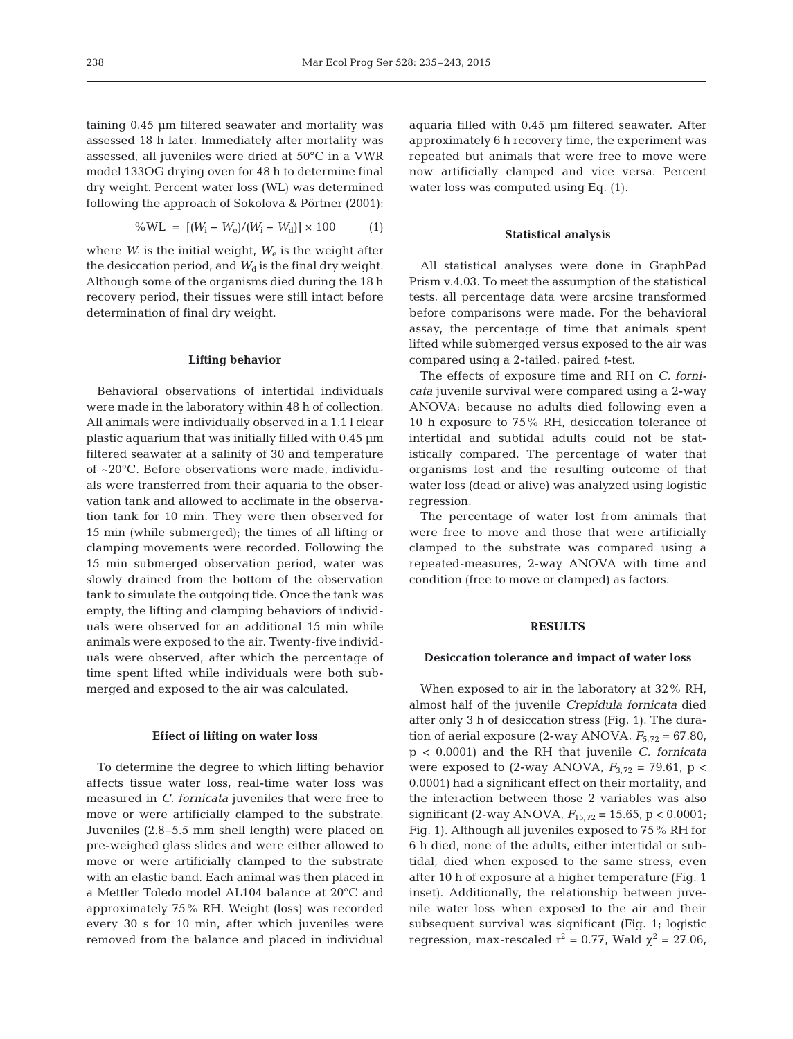taining 0.45 µm filtered seawater and mortality was assessed 18 h later. Immediately after mortality was assessed, all juveniles were dried at 50°C in a VWR model 133OG drying oven for 48 h to determine final dry weight. Percent water loss (WL) was determined following the approach of Sokolova & Pörtner (2001):

$$\%\text{WL} = [(W_i - W_e)/(W_i - W_d)] \times 100 \qquad (1)$$

where $W_i$ is the initial weight, $W_e$ is the weight after the desiccation period, and $W_d$ is the final dry weight. Although some of the organisms died during the 18 h recovery period, their tissues were still intact before determination of final dry weight.

### Lifting behavior

Behavioral observations of intertidal individuals were made in the laboratory within 48 h of collection. All animals were individually observed in a 1.1 l clear plastic aquarium that was initially filled with 0.45 µm filtered seawater at a salinity of 30 and temperature of ~20°C. Before observations were made, individuals were transferred from their aquaria to the observation tank and allowed to acclimate in the observation tank for 10 min. They were then observed for 15 min (while submerged); the times of all lifting or clamping movements were recorded. Following the 15 min submerged observation period, water was slowly drained from the bottom of the observation tank to simulate the outgoing tide. Once the tank was empty, the lifting and clamping behaviors of individuals were observed for an additional 15 min while animals were exposed to the air. Twenty-five individuals were observed, after which the percentage of time spent lifted while individuals were both submerged and exposed to the air was calculated.

### Effect of lifting on water loss

To determine the degree to which lifting behavior affects tissue water loss, real-time water loss was measured in *C. fornicata* juveniles that were free to move or were artificially clamped to the substrate. Juveniles (2.8–5.5 mm shell length) were placed on pre-weighed glass slides and were either allowed to move or were artificially clamped to the substrate with an elastic band. Each animal was then placed in a Mettler Toledo model AL104 balance at 20°C and approximately 75% RH. Weight (loss) was recorded every 30 s for 10 min, after which juveniles were removed from the balance and placed in individual aquaria filled with 0.45 µm filtered seawater. After approximately 6 h recovery time, the experiment was repeated but animals that were free to move were now artificially clamped and vice versa. Percent water loss was computed using Eq. (1).

### Statistical analysis

All statistical analyses were done in GraphPad Prism v.4.03. To meet the assumption of the statistical tests, all percentage data were arcsine transformed before comparisons were made. For the behavioral assay, the percentage of time that animals spent lifted while submerged versus exposed to the air was compared using a 2-tailed, paired *t*-test.

The effects of exposure time and RH on *C. fornicata* juvenile survival were compared using a 2-way ANOVA; because no adults died following even a 10 h exposure to 75% RH, desiccation tolerance of intertidal and subtidal adults could not be statistically compared. The percentage of water that organisms lost and the resulting outcome of that water loss (dead or alive) was analyzed using logistic regression.

The percentage of water lost from animals that were free to move and those that were artificially clamped to the substrate was compared using a repeated-measures, 2-way ANOVA with time and condition (free to move or clamped) as factors.

## RESULTS

### Desiccation tolerance and impact of water loss

When exposed to air in the laboratory at 32% RH, almost half of the juvenile *Crepidula fornicata* died after only 3 h of desiccation stress (Fig. 1). The duration of aerial exposure (2-way ANOVA, $F_{5,72} = 67.80$, $p < 0.0001$) and the RH that juvenile *C. fornicata* were exposed to (2-way ANOVA, $F_{3,72} = 79.61$, $p < 0.0001$) had a significant effect on their mortality, and the interaction between those 2 variables was also significant (2-way ANOVA, $F_{15,72} = 15.65$, $p < 0.0001$; Fig. 1). Although all juveniles exposed to 75% RH for 6 h died, none of the adults, either intertidal or subtidal, died when exposed to the same stress, even after 10 h of exposure at a higher temperature (Fig. 1 inset). Additionally, the relationship between juvenile water loss when exposed to the air and their subsequent survival was significant (Fig. 1; logistic regression, max-rescaled $r^2 = 0.77$, Wald $\chi^2 = 27.06$,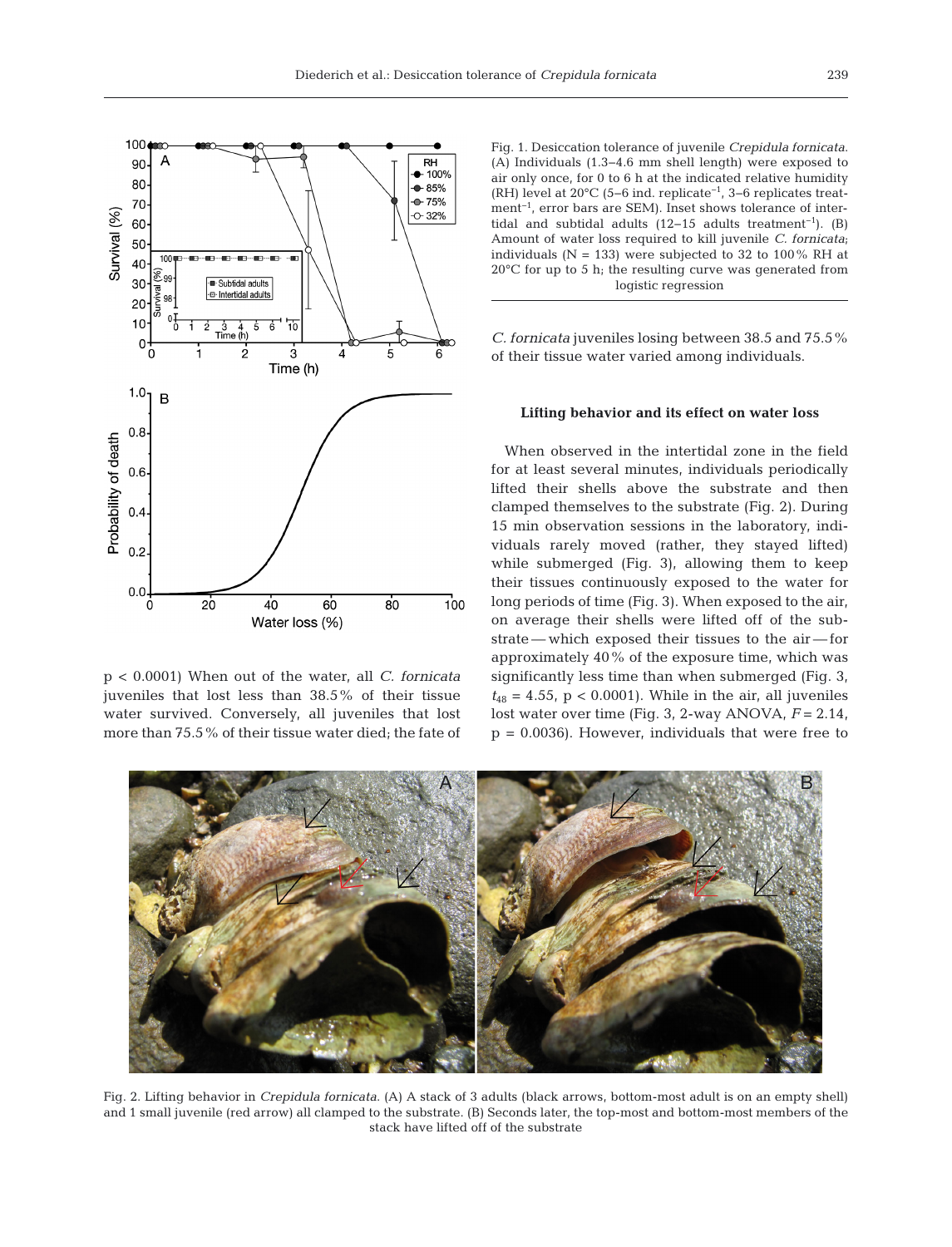Fig. 1. Desiccation tolerance of juvenile *Crepidula fornicata*. (A) Individuals (1.3–4.6 mm shell length) were exposed to air only once, for 0 to 6 h at the indicated relative humidity (RH) level at 20°C (5–6 ind. replicate$^{-1}$, 3–6 replicates treatment$^{-1}$, error bars are SEM). Inset shows tolerance of intertidal and subtidal adults (12–15 adults treatment$^{-1}$). (B) Amount of water loss required to kill juvenile *C. fornicata*; individuals (N = 133) were subjected to 32 to 100% RH at 20°C for up to 5 h; the resulting curve was generated from logistic regression

p < 0.0001) When out of the water, all *C. fornicata* juveniles that lost less than 38.5% of their tissue water survived. Conversely, all juveniles that lost more than 75.5% of their tissue water died; the fate of *C. fornicata* juveniles losing between 38.5 and 75.5% of their tissue water varied among individuals.

### Lifting behavior and its effect on water loss

When observed in the intertidal zone in the field for at least several minutes, individuals periodically lifted their shells above the substrate and then clamped themselves to the substrate (Fig. 2). During 15 min observation sessions in the laboratory, individuals rarely moved (rather, they stayed lifted) while submerged (Fig. 3), allowing them to keep their tissues continuously exposed to the water for long periods of time (Fig. 3). When exposed to the air, on average their shells were lifted off of the substrate — which exposed their tissues to the air — for approximately 40% of the exposure time, which was significantly less time than when submerged (Fig. 3, $t_{48}$ = 4.55, p < 0.0001). While in the air, all juveniles lost water over time (Fig. 3, 2-way ANOVA, $F$ = 2.14, p = 0.0036). However, individuals that were free to

Fig. 2. Lifting behavior in *Crepidula fornicata*. (A) A stack of 3 adults (black arrows, bottom-most adult is on an empty shell) and 1 small juvenile (red arrow) all clamped to the substrate. (B) Seconds later, the top-most and bottom-most members of the stack have lifted off of the substrate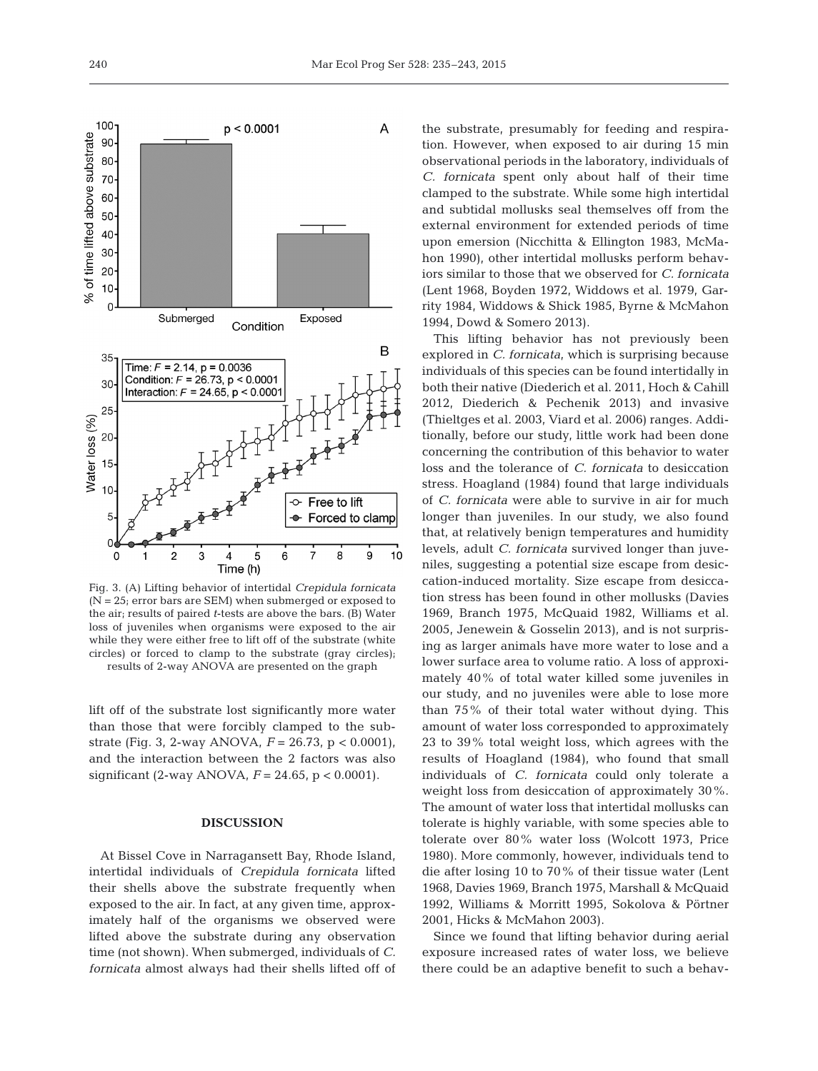Fig. 3. (A) Lifting behavior of intertidal *Crepidula fornicata* (N = 25; error bars are SEM) when submerged or exposed to the air; results of paired *t*-tests are above the bars. (B) Water loss of juveniles when organisms were exposed to the air while they were either free to lift off of the substrate (white circles) or forced to clamp to the substrate (gray circles); results of 2-way ANOVA are presented on the graph

lift off of the substrate lost significantly more water than those that were forcibly clamped to the substrate (Fig. 3, 2-way ANOVA, $F = 26.73$, $p < 0.0001$), and the interaction between the 2 factors was also significant (2-way ANOVA, $F = 24.65$, $p < 0.0001$).

## DISCUSSION

At Bissel Cove in Narragansett Bay, Rhode Island, intertidal individuals of *Crepidula fornicata* lifted their shells above the substrate frequently when exposed to the air. In fact, at any given time, approximately half of the organisms we observed were lifted above the substrate during any observation time (not shown). When submerged, individuals of *C. fornicata* almost always had their shells lifted off of the substrate, presumably for feeding and respiration. However, when exposed to air during 15 min observational periods in the laboratory, individuals of *C. fornicata* spent only about half of their time clamped to the substrate. While some high intertidal and subtidal mollusks seal themselves off from the external environment for extended periods of time upon emersion (Nicchitta & Ellington 1983, McMahon 1990), other intertidal mollusks perform behaviors similar to those that we observed for *C. fornicata* (Lent 1968, Boyden 1972, Widdows et al. 1979, Garrity 1984, Widdows & Shick 1985, Byrne & McMahon 1994, Dowd & Somero 2013).

This lifting behavior has not previously been explored in *C. fornicata*, which is surprising because individuals of this species can be found intertidally in both their native (Diederich et al. 2011, Hoch & Cahill 2012, Diederich & Pechenik 2013) and invasive (Thieltges et al. 2003, Viard et al. 2006) ranges. Additionally, before our study, little work had been done concerning the contribution of this behavior to water loss and the tolerance of *C. fornicata* to desiccation stress. Hoagland (1984) found that large individuals of *C. fornicata* were able to survive in air for much longer than juveniles. In our study, we also found that, at relatively benign temperatures and humidity levels, adult *C. fornicata* survived longer than juveniles, suggesting a potential size escape from desiccation-induced mortality. Size escape from desiccation stress has been found in other mollusks (Davies 1969, Branch 1975, McQuaid 1982, Williams et al. 2005, Jenewein & Gosselin 2013), and is not surprising as larger animals have more water to lose and a lower surface area to volume ratio. A loss of approximately 40% of total water killed some juveniles in our study, and no juveniles were able to lose more than 75% of their total water without dying. This amount of water loss corresponded to approximately 23 to 39% total weight loss, which agrees with the results of Hoagland (1984), who found that small individuals of *C. fornicata* could only tolerate a weight loss from desiccation of approximately 30%. The amount of water loss that intertidal mollusks can tolerate is highly variable, with some species able to tolerate over 80% water loss (Wolcott 1973, Price 1980). More commonly, however, individuals tend to die after losing 10 to 70% of their tissue water (Lent 1968, Davies 1969, Branch 1975, Marshall & McQuaid 1992, Williams & Morritt 1995, Sokolova & Pörtner 2001, Hicks & McMahon 2003).

Since we found that lifting behavior during aerial exposure increased rates of water loss, we believe there could be an adaptive benefit to such a behav-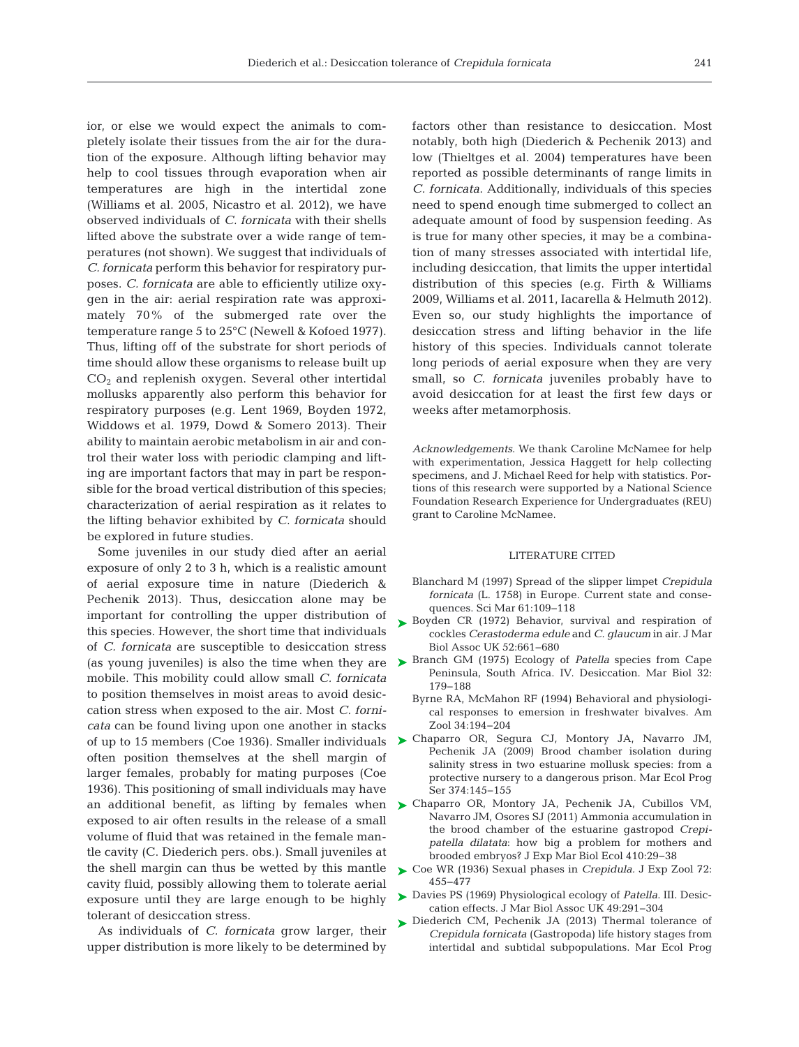ior, or else we would expect the animals to completely isolate their tissues from the air for the duration of the exposure. Although lifting behavior may help to cool tissues through evaporation when air temperatures are high in the intertidal zone (Williams et al. 2005, Nicastro et al. 2012), we have observed individuals of *C. fornicata* with their shells lifted above the substrate over a wide range of temperatures (not shown). We suggest that individuals of *C. fornicata* perform this behavior for respiratory purposes. *C. fornicata* are able to efficiently utilize oxygen in the air: aerial respiration rate was approximately 70% of the submerged rate over the temperature range 5 to 25°C (Newell & Kofoed 1977). Thus, lifting off of the substrate for short periods of time should allow these organisms to release built up $CO_2$ and replenish oxygen. Several other intertidal mollusks apparently also perform this behavior for respiratory purposes (e.g. Lent 1969, Boyden 1972, Widdows et al. 1979, Dowd & Somero 2013). Their ability to maintain aerobic metabolism in air and control their water loss with periodic clamping and lifting are important factors that may in part be responsible for the broad vertical distribution of this species; characterization of aerial respiration as it relates to the lifting behavior exhibited by *C. fornicata* should be explored in future studies.

Some juveniles in our study died after an aerial exposure of only 2 to 3 h, which is a realistic amount of aerial exposure time in nature (Diederich & Pechenik 2013). Thus, desiccation alone may be important for controlling the upper distribution of this species. However, the short time that individuals of *C. fornicata* are susceptible to desiccation stress (as young juveniles) is also the time when they are mobile. This mobility could allow small *C. fornicata* to position themselves in moist areas to avoid desiccation stress when exposed to the air. Most *C. fornicata* can be found living upon one another in stacks of up to 15 members (Coe 1936). Smaller individuals often position themselves at the shell margin of larger females, probably for mating purposes (Coe 1936). This positioning of small individuals may have an additional benefit, as lifting by females when exposed to air often results in the release of a small volume of fluid that was retained in the female mantle cavity (C. Diederich pers. obs.). Small juveniles at the shell margin can thus be wetted by this mantle cavity fluid, possibly allowing them to tolerate aerial exposure until they are large enough to be highly tolerant of desiccation stress.

As individuals of *C. fornicata* grow larger, their upper distribution is more likely to be determined by factors other than resistance to desiccation. Most notably, both high (Diederich & Pechenik 2013) and low (Thieltges et al. 2004) temperatures have been reported as possible determinants of range limits in *C. fornicata*. Additionally, individuals of this species need to spend enough time submerged to collect an adequate amount of food by suspension feeding. As is true for many other species, it may be a combination of many stresses associated with intertidal life, including desiccation, that limits the upper intertidal distribution of this species (e.g. Firth & Williams 2009, Williams et al. 2011, Iacarella & Helmuth 2012). Even so, our study highlights the importance of desiccation stress and lifting behavior in the life history of this species. Individuals cannot tolerate long periods of aerial exposure when they are very small, so *C. fornicata* juveniles probably have to avoid desiccation for at least the first few days or weeks after metamorphosis.

*Acknowledgements*. We thank Caroline McNamee for help with experimentation, Jessica Haggett for help collecting specimens, and J. Michael Reed for help with statistics. Portions of this research were supported by a National Science Foundation Research Experience for Undergraduates (REU) grant to Caroline McNamee.

## LITERATURE CITED

- Blanchard M (1997) Spread of the slipper limpet *Crepidula fornicata* (L. 1758) in Europe. Current state and consequences. Sci Mar 61:109–118
- Boyden CR (1972) Behavior, survival and respiration of cockles *Cerastoderma edule* and *C. glaucum* in air. J Mar Biol Assoc UK 52:661–680
- Branch GM (1975) Ecology of *Patella* species from Cape Peninsula, South Africa. IV. Desiccation. Mar Biol 32: 179–188
- Byrne RA, McMahon RF (1994) Behavioral and physiological responses to emersion in freshwater bivalves. Am Zool 34:194–204
- Chaparro OR, Segura CJ, Montory JA, Navarro JM, Pechenik JA (2009) Brood chamber isolation during salinity stress in two estuarine mollusk species: from a protective nursery to a dangerous prison. Mar Ecol Prog Ser 374:145–155
- Chaparro OR, Montory JA, Pechenik JA, Cubillos VM, Navarro JM, Osores SJ (2011) Ammonia accumulation in the brood chamber of the estuarine gastropod *Crepipatella dilatata*: how big a problem for mothers and brooded embryos? J Exp Mar Biol Ecol 410:29–38
- Coe WR (1936) Sexual phases in *Crepidula*. J Exp Zool 72: 455–477
- Davies PS (1969) Physiological ecology of *Patella*. III. Desiccation effects. J Mar Biol Assoc UK 49:291–304
- Diederich CM, Pechenik JA (2013) Thermal tolerance of *Crepidula fornicata* (Gastropoda) life history stages from intertidal and subtidal subpopulations. Mar Ecol Prog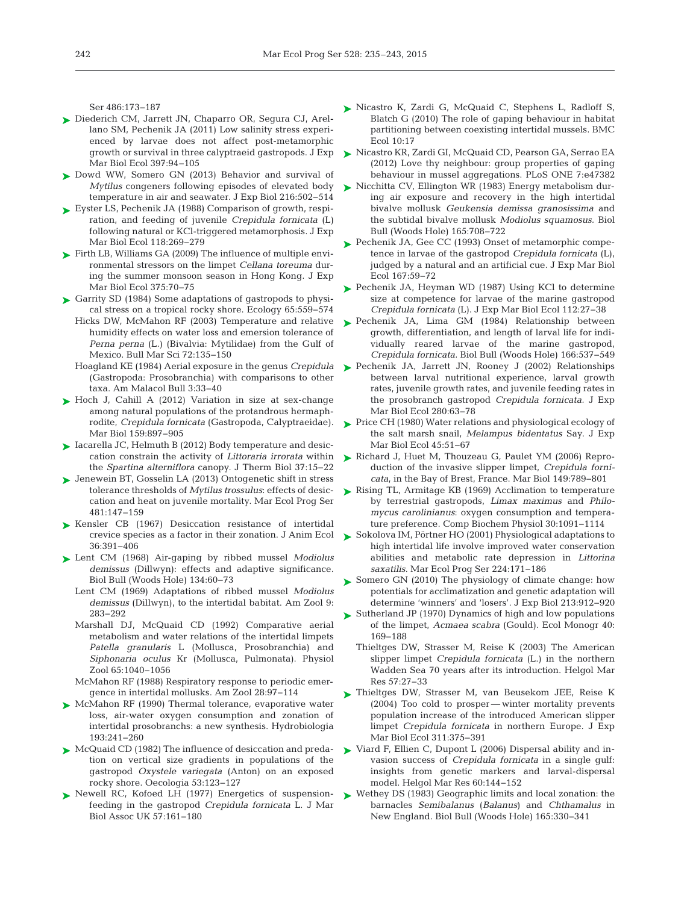Ser 486:173–187

Diederich CM, Jarrett JN, Chaparro OR, Segura CJ, Arellano SM, Pechenik JA (2011) Low salinity stress experienced by larvae does not affect post-metamorphic growth or survival in three calyptraeid gastropods. J Exp Mar Biol Ecol 397:94–105

Dowd WW, Somero GN (2013) Behavior and survival of *Mytilus* congeners following episodes of elevated body temperature in air and seawater. J Exp Biol 216:502–514

Eyster LS, Pechenik JA (1988) Comparison of growth, respiration, and feeding of juvenile *Crepidula fornicata* (L) following natural or KCl-triggered metamorphosis. J Exp Mar Biol Ecol 118:269–279

Firth LB, Williams GA (2009) The influence of multiple environmental stressors on the limpet *Cellana toreuma* during the summer monsoon season in Hong Kong. J Exp Mar Biol Ecol 375:70–75

Garrity SD (1984) Some adaptations of gastropods to physical stress on a tropical rocky shore. Ecology 65:559–574

Hicks DW, McMahon RF (2003) Temperature and relative humidity effects on water loss and emersion tolerance of *Perna perna* (L.) (Bivalvia: Mytilidae) from the Gulf of Mexico. Bull Mar Sci 72:135–150

Hoagland KE (1984) Aerial exposure in the genus *Crepidula* (Gastropoda: Prosobranchia) with comparisons to other taxa. Am Malacol Bull 3:33–40

Hoch J, Cahill A (2012) Variation in size at sex-change among natural populations of the protandrous hermaphrodite, *Crepidula fornicata* (Gastropoda, Calyptraeidae). Mar Biol 159:897–905

Iacarella JC, Helmuth B (2012) Body temperature and desiccation constrain the activity of *Littoraria irrorata* within the *Spartina alterniflora* canopy. J Therm Biol 37:15–22

Jenewein BT, Gosselin LA (2013) Ontogenetic shift in stress tolerance thresholds of *Mytilus trossulus*: effects of desiccation and heat on juvenile mortality. Mar Ecol Prog Ser 481:147–159

Kensler CB (1967) Desiccation resistance of intertidal crevice species as a factor in their zonation. J Anim Ecol 36:391–406

Lent CM (1968) Air-gaping by ribbed mussel *Modiolus demissus* (Dillwyn): effects and adaptive significance. Biol Bull (Woods Hole) 134:60–73

Lent CM (1969) Adaptations of ribbed mussel *Modiolus demissus* (Dillwyn), to the intertidal babitat. Am Zool 9: 283–292

Marshall DJ, McQuaid CD (1992) Comparative aerial metabolism and water relations of the intertidal limpets *Patella granularis* L (Mollusca, Prosobranchia) and *Siphonaria oculus* Kr (Mollusca, Pulmonata). Physiol Zool 65:1040–1056

McMahon RF (1988) Respiratory response to periodic emergence in intertidal mollusks. Am Zool 28:97–114

McMahon RF (1990) Thermal tolerance, evaporative water loss, air-water oxygen consumption and zonation of intertidal prosobranchs: a new synthesis. Hydrobiologia 193:241–260

McQuaid CD (1982) The influence of desiccation and predation on vertical size gradients in populations of the gastropod *Oxystele variegata* (Anton) on an exposed rocky shore. Oecologia 53:123–127

Newell RC, Kofoed LH (1977) Energetics of suspension-feeding in the gastropod *Crepidula fornicata* L. J Mar Biol Assoc UK 57:161–180

Nicastro K, Zardi G, McQuaid C, Stephens L, Radloff S, Blatch G (2010) The role of gaping behaviour in habitat partitioning between coexisting intertidal mussels. BMC Ecol 10:17

Nicastro KR, Zardi GI, McQuaid CD, Pearson GA, Serrao EA (2012) Love thy neighbour: group properties of gaping behaviour in mussel aggregations. PLoS ONE 7:e47382

Nicchitta CV, Ellington WR (1983) Energy metabolism during air exposure and recovery in the high intertidal bivalve mollusk *Geukensia demissa granosissima* and the subtidal bivalve mollusk *Modiolus squamosus*. Biol Bull (Woods Hole) 165:708–722

Pechenik JA, Gee CC (1993) Onset of metamorphic competence in larvae of the gastropod *Crepidula fornicata* (L), judged by a natural and an artificial cue. J Exp Mar Biol Ecol 167:59–72

Pechenik JA, Heyman WD (1987) Using KCl to determine size at competence for larvae of the marine gastropod *Crepidula fornicata* (L). J Exp Mar Biol Ecol 112:27–38

Pechenik JA, Lima GM (1984) Relationship between growth, differentiation, and length of larval life for individually reared larvae of the marine gastropod, *Crepidula fornicata*. Biol Bull (Woods Hole) 166:537–549

Pechenik JA, Jarrett JN, Rooney J (2002) Relationships between larval nutritional experience, larval growth rates, juvenile growth rates, and juvenile feeding rates in the prosobranch gastropod *Crepidula fornicata*. J Exp Mar Biol Ecol 280:63–78

Price CH (1980) Water relations and physiological ecology of the salt marsh snail, *Melampus bidentatus* Say. J Exp Mar Biol Ecol 45:51–67

Richard J, Huet M, Thouzeau G, Paulet YM (2006) Reproduction of the invasive slipper limpet, *Crepidula fornicata*, in the Bay of Brest, France. Mar Biol 149:789–801

Rising TL, Armitage KB (1969) Acclimation to temperature by terrestrial gastropods, *Limax maximus* and *Philomycus carolinianus*: oxygen consumption and temperature preference. Comp Biochem Physiol 30:1091–1114

Sokolova IM, Pörtner HO (2001) Physiological adaptations to high intertidal life involve improved water conservation abilities and metabolic rate depression in *Littorina saxatilis*. Mar Ecol Prog Ser 224:171–186

Somero GN (2010) The physiology of climate change: how potentials for acclimatization and genetic adaptation will determine 'winners' and 'losers'. J Exp Biol 213:912–920

Sutherland JP (1970) Dynamics of high and low populations of the limpet, *Acmaea scabra* (Gould). Ecol Monogr 40: 169–188

Thieltges DW, Strasser M, Reise K (2003) The American slipper limpet *Crepidula fornicata* (L.) in the northern Wadden Sea 70 years after its introduction. Helgol Mar Res 57:27–33

Thieltges DW, Strasser M, van Beusekom JEE, Reise K (2004) Too cold to prosper — winter mortality prevents population increase of the introduced American slipper limpet *Crepidula fornicata* in northern Europe. J Exp Mar Biol Ecol 311:375–391

Viard F, Ellien C, Dupont L (2006) Dispersal ability and invasion success of *Crepidula fornicata* in a single gulf: insights from genetic markers and larval-dispersal model. Helgol Mar Res 60:144–152

Wethey DS (1983) Geographic limits and local zonation: the barnacles *Semibalanus* (*Balanus*) and *Chthamalus* in New England. Biol Bull (Woods Hole) 165:330–341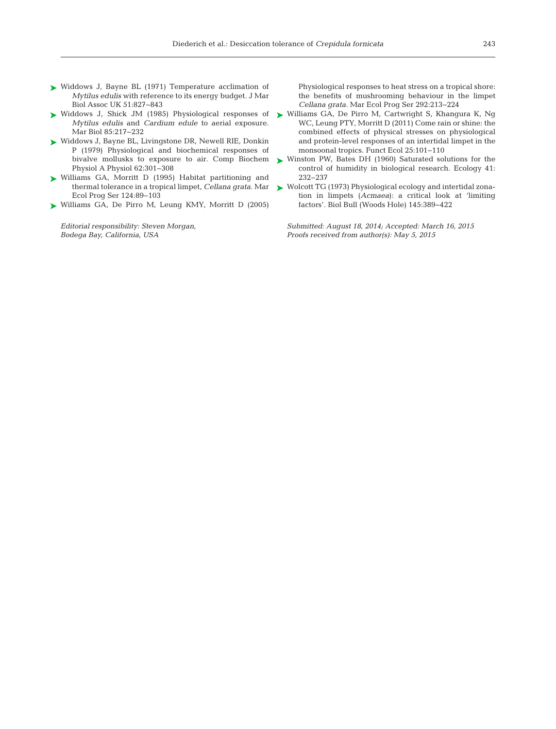- Widdows J, Bayne BL (1971) Temperature acclimation of *Mytilus edulis* with reference to its energy budget. J Mar Biol Assoc UK 51:827−843
- Widdows J, Shick JM (1985) Physiological responses of *Mytilus edulis* and *Cardium edule* to aerial exposure. Mar Biol 85:217−232
- Widdows J, Bayne BL, Livingstone DR, Newell RIE, Donkin P (1979) Physiological and biochemical responses of bivalve mollusks to exposure to air. Comp Biochem Physiol A Physiol 62:301−308
- Williams GA, Morritt D (1995) Habitat partitioning and thermal tolerance in a tropical limpet, *Cellana grata*. Mar Ecol Prog Ser 124:89−103
- Williams GA, De Pirro M, Leung KMY, Morritt D (2005) Physiological responses to heat stress on a tropical shore: the benefits of mushrooming behaviour in the limpet *Cellana grata*. Mar Ecol Prog Ser 292:213−224
- Williams GA, De Pirro M, Cartwright S, Khangura K, Ng WC, Leung PTY, Morritt D (2011) Come rain or shine: the combined effects of physical stresses on physiological and protein-level responses of an intertidal limpet in the monsoonal tropics. Funct Ecol 25:101−110
- Winston PW, Bates DH (1960) Saturated solutions for the control of humidity in biological research. Ecology 41: 232−237
- Wolcott TG (1973) Physiological ecology and intertidal zonation in limpets (*Acmaea*): a critical look at 'limiting factors'. Biol Bull (Woods Hole) 145:389−422

*Editorial responsibility: Steven Morgan, Bodega Bay, California, USA*

*Submitted: August 18, 2014; Accepted: March 16, 2015*
*Proofs received from author(s): May 5, 2015*